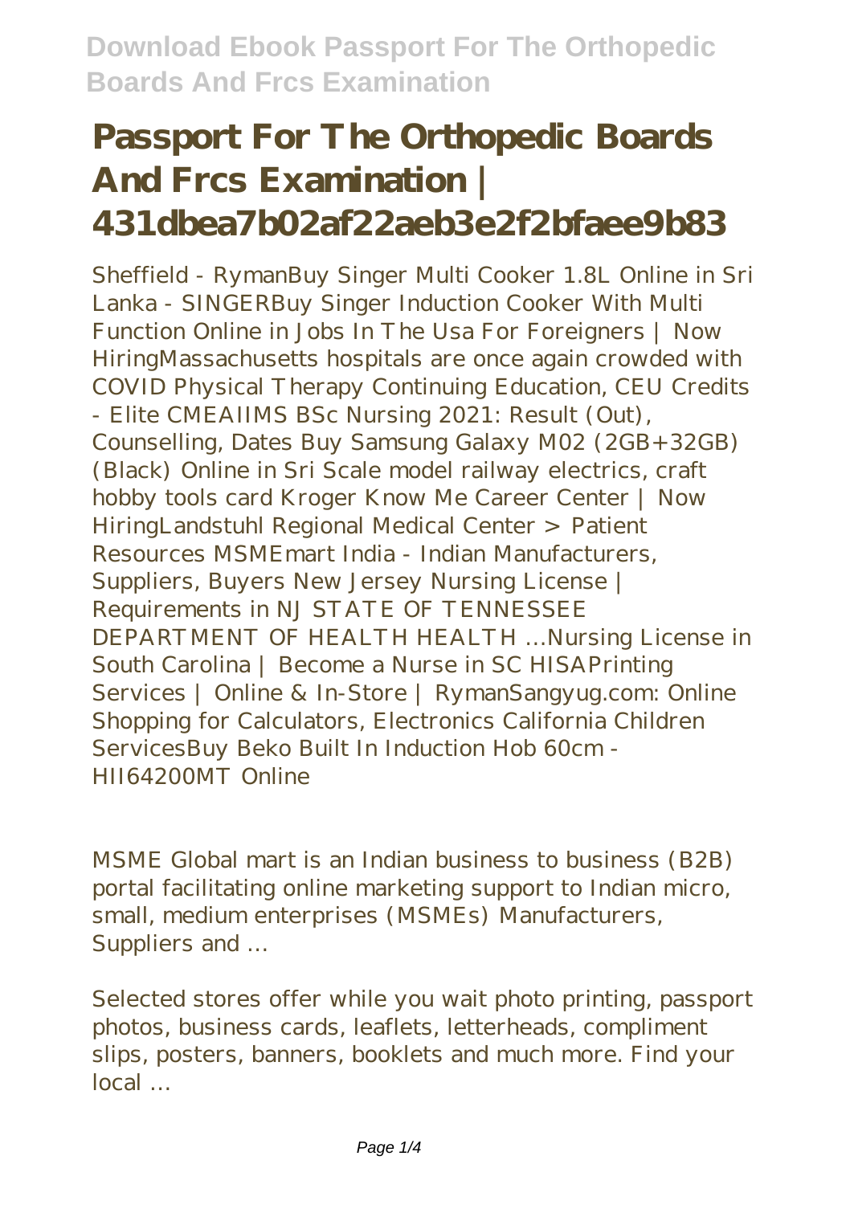# Passport For The Orthopedic Boards And Frcs Examination | 431dbea7b02af22aeb3e2f2bfaee9b83

Sheffield - RymanBuy Singer Multi Cooker 1.8L Online in Sri Lanka - SINGERBuy Singer Induction Cooker With Multi Function Online in Jobs In The Usa For Foreigners | Now HiringMassachusetts hospitals are once again crowded with COVID Physical Therapy Continuing Education, CEU Credits - Elite CMEAIIMS BSc Nursing 2021: Result (Out), Counselling, Dates Buy Samsung Galaxy M02 (2GB+32GB) (Black) Online in Sri Scale model railway electrics, craft hobby tools card Kroger Know Me Career Center | Now HiringLandstuhl Regional Medical Center > Patient Resources MSMEmart India - Indian Manufacturers, Suppliers, Buyers New Jersey Nursing License | Requirements in NJ STATE OF TENNESSEE DEPARTMENT OF HEALTH HEALTH …Nursing License in South Carolina | Become a Nurse in SC HISAPrinting Services | Online & In-Store | RymanSangyug.com: Online Shopping for Calculators, Electronics California Children ServicesBuy Beko Built In Induction Hob 60cm - HII64200MT Online

MSME Global mart is an Indian business to business (B2B) portal facilitating online marketing support to Indian micro, small, medium enterprises (MSMEs) Manufacturers, Suppliers and …

Selected stores offer while you wait photo printing, passport photos, business cards, leaflets, letterheads, compliment slips, posters, banners, booklets and much more. Find your local …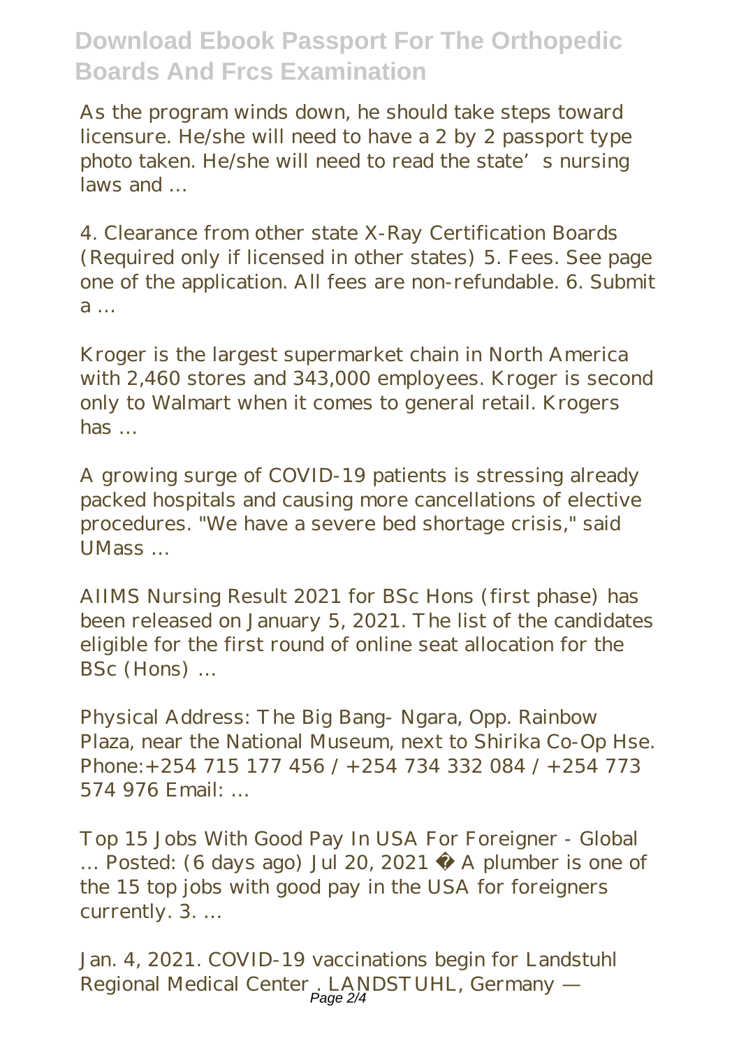As the program winds down, he should take steps toward licensure. He/she will need to have a 2 by 2 passport type photo taken. He/she will need to read the state's nursing laws and …

4. Clearance from other state X-Ray Certification Boards (Required only if licensed in other states) 5. Fees. See page one of the application. All fees are non-refundable. 6. Submit a …

Kroger is the largest supermarket chain in North America with 2,460 stores and 343,000 employees. Kroger is second only to Walmart when it comes to general retail. Krogers has …

A growing surge of COVID-19 patients is stressing already packed hospitals and causing more cancellations of elective procedures. "We have a severe bed shortage crisis," said UMass …

AIIMS Nursing Result 2021 for BSc Hons (first phase) has been released on January 5, 2021. The list of the candidates eligible for the first round of online seat allocation for the BSc (Hons) …

Physical Address: The Big Bang- Ngara, Opp. Rainbow Plaza, near the National Museum, next to Shirika Co-Op Hse. Phone:+254 715 177 456 / +254 734 332 084 / +254 773 574 976 Email: …

Top 15 Jobs With Good Pay In USA For Foreigner - Global … Posted: (6 days ago) Jul 20, 2021 · A plumber is one of the 15 top jobs with good pay in the USA for foreigners currently. 3. …

Jan. 4, 2021. COVID-19 vaccinations begin for Landstuhl Regional Medical Center . LANDSTUHL, Germany —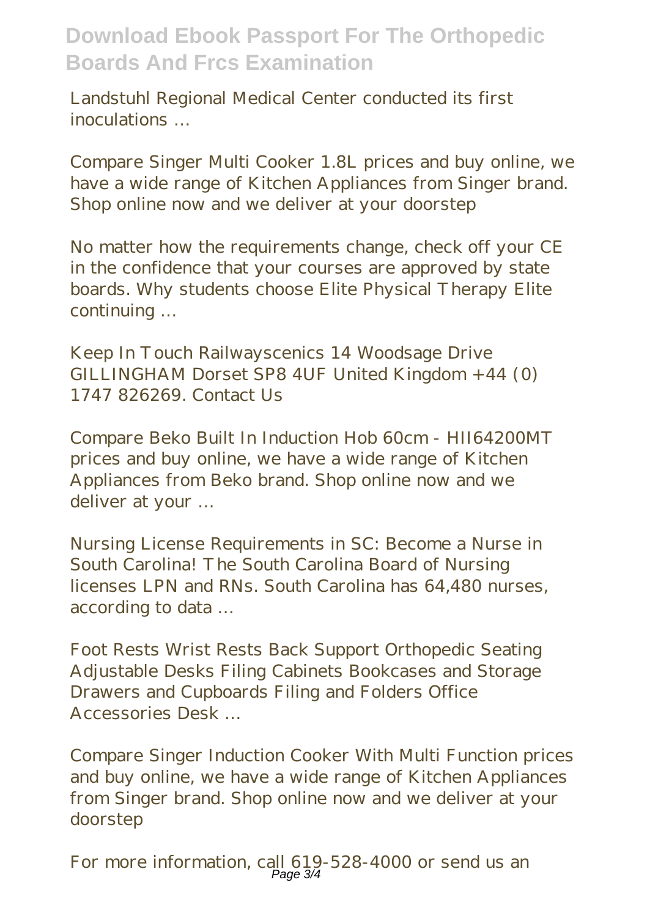Landstuhl Regional Medical Center conducted its first inoculations …

Compare Singer Multi Cooker 1.8L prices and buy online, we have a wide range of Kitchen Appliances from Singer brand. Shop online now and we deliver at your doorstep

No matter how the requirements change, check off your CE in the confidence that your courses are approved by state boards. Why students choose Elite Physical Therapy Elite continuing …

Keep In Touch Railwayscenics 14 Woodsage Drive GILLINGHAM Dorset SP8 4UF United Kingdom +44 (0) 1747 826269. Contact Us

Compare Beko Built In Induction Hob 60cm - HII64200MT prices and buy online, we have a wide range of Kitchen Appliances from Beko brand. Shop online now and we deliver at your …

Nursing License Requirements in SC: Become a Nurse in South Carolina! The South Carolina Board of Nursing licenses LPN and RNs. South Carolina has 64,480 nurses, according to data …

Foot Rests Wrist Rests Back Support Orthopedic Seating Adjustable Desks Filing Cabinets Bookcases and Storage Drawers and Cupboards Filing and Folders Office Accessories Desk …

Compare Singer Induction Cooker With Multi Function prices and buy online, we have a wide range of Kitchen Appliances from Singer brand. Shop online now and we deliver at your doorstep

For more information, call 619-528-4000 or send us an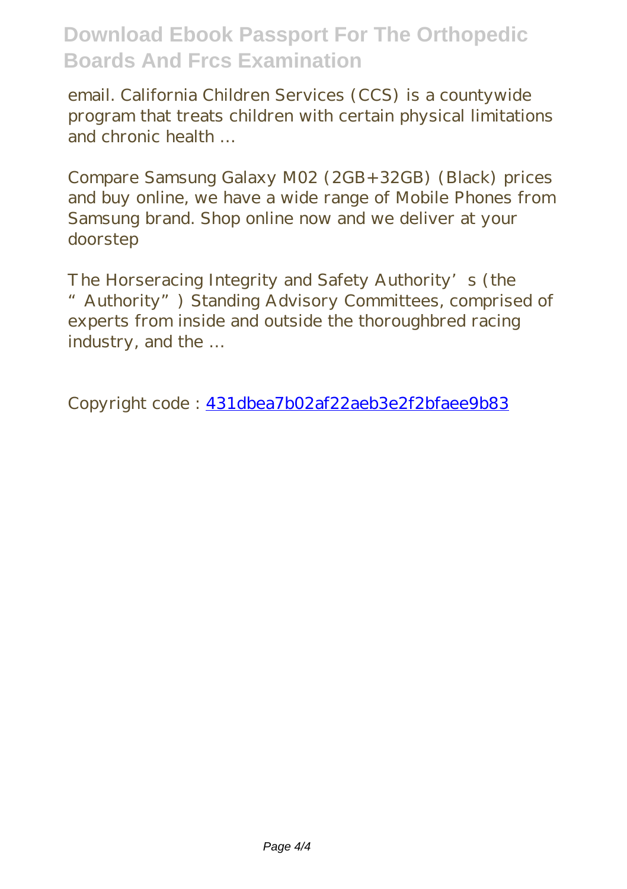email. California Children Services (CCS) is a countywide program that treats children with certain physical limitations and chronic health …

Compare Samsung Galaxy M02 (2GB+32GB) (Black) prices and buy online, we have a wide range of Mobile Phones from Samsung brand. Shop online now and we deliver at your doorstep

The Horseracing Integrity and Safety Authority's (the "Authority") Standing Advisory Committees, comprised of experts from inside and outside the thoroughbred racing industry, and the …

Copyright code : 431dbea7b02af22aeb3e2f2bfaee9b83